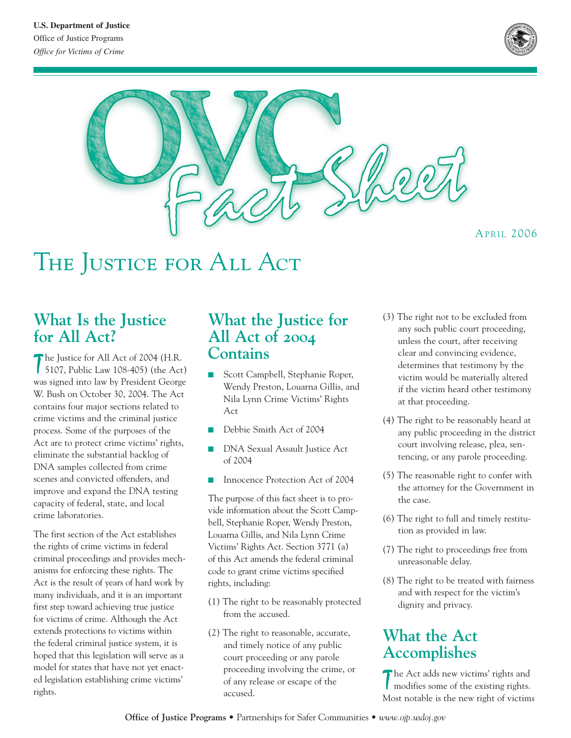U.S. Department of Justice
Office of Justice Programs
*Office for Victims of Crime*

# OVC Fact Sheet

April 2006

# The Justice for All Act

## What Is the Justice for All Act?

The Justice for All Act of 2004 (H.R. 5107, Public Law 108-405) (the Act) was signed into law by President George W. Bush on October 30, 2004. The Act contains four major sections related to crime victims and the criminal justice process. Some of the purposes of the Act are to protect crime victims' rights, eliminate the substantial backlog of DNA samples collected from crime scenes and convicted offenders, and improve and expand the DNA testing capacity of federal, state, and local crime laboratories.

The first section of the Act establishes the rights of crime victims in federal criminal proceedings and provides mechanisms for enforcing these rights. The Act is the result of years of hard work by many individuals, and it is an important first step toward achieving true justice for victims of crime. Although the Act extends protections to victims within the federal criminal justice system, it is hoped that this legislation will serve as a model for states that have not yet enacted legislation establishing crime victims' rights.

## What the Justice for All Act of 2004 Contains

- Scott Campbell, Stephanie Roper, Wendy Preston, Louarna Gillis, and Nila Lynn Crime Victims' Rights Act
- Debbie Smith Act of 2004
- DNA Sexual Assault Justice Act of 2004
- Innocence Protection Act of 2004

The purpose of this fact sheet is to provide information about the Scott Campbell, Stephanie Roper, Wendy Preston, Louarna Gillis, and Nila Lynn Crime Victims' Rights Act. Section 3771 (a) of this Act amends the federal criminal code to grant crime victims specified rights, including:

(1) The right to be reasonably protected from the accused.

(2) The right to reasonable, accurate, and timely notice of any public court proceeding or any parole proceeding involving the crime, or of any release or escape of the accused.

(3) The right not to be excluded from any such public court proceeding, unless the court, after receiving clear and convincing evidence, determines that testimony by the victim would be materially altered if the victim heard other testimony at that proceeding.

(4) The right to be reasonably heard at any public proceeding in the district court involving release, plea, sentencing, or any parole proceeding.

(5) The reasonable right to confer with the attorney for the Government in the case.

(6) The right to full and timely restitution as provided in law.

(7) The right to proceedings free from unreasonable delay.

(8) The right to be treated with fairness and with respect for the victim's dignity and privacy.

## What the Act Accomplishes

The Act adds new victims' rights and modifies some of the existing rights. Most notable is the new right of victims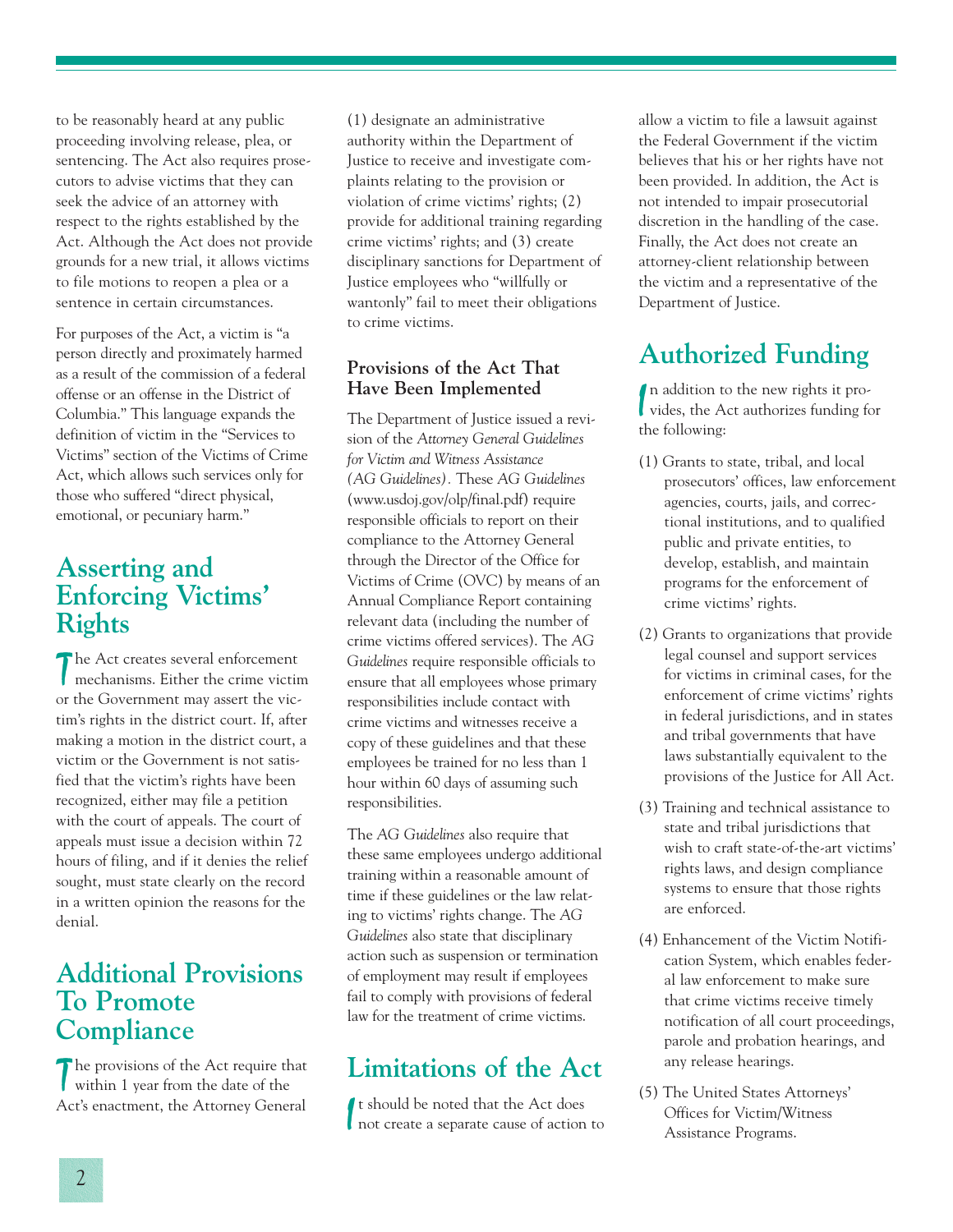to be reasonably heard at any public proceeding involving release, plea, or sentencing. The Act also requires prosecutors to advise victims that they can seek the advice of an attorney with respect to the rights established by the Act. Although the Act does not provide grounds for a new trial, it allows victims to file motions to reopen a plea or a sentence in certain circumstances.

For purposes of the Act, a victim is "a person directly and proximately harmed as a result of the commission of a federal offense or an offense in the District of Columbia." This language expands the definition of victim in the "Services to Victims" section of the Victims of Crime Act, which allows such services only for those who suffered "direct physical, emotional, or pecuniary harm."

## Asserting and Enforcing Victims' Rights

The Act creates several enforcement mechanisms. Either the crime victim or the Government may assert the victim's rights in the district court. If, after making a motion in the district court, a victim or the Government is not satisfied that the victim's rights have been recognized, either may file a petition with the court of appeals. The court of appeals must issue a decision within 72 hours of filing, and if it denies the relief sought, must state clearly on the record in a written opinion the reasons for the denial.

## Additional Provisions To Promote Compliance

The provisions of the Act require that within 1 year from the date of the Act's enactment, the Attorney General (1) designate an administrative authority within the Department of Justice to receive and investigate complaints relating to the provision or violation of crime victims' rights; (2) provide for additional training regarding crime victims' rights; and (3) create disciplinary sanctions for Department of Justice employees who "willfully or wantonly" fail to meet their obligations to crime victims.

### Provisions of the Act That Have Been Implemented

The Department of Justice issued a revision of the *Attorney General Guidelines for Victim and Witness Assistance (AG Guidelines).* These *AG Guidelines* (www.usdoj.gov/olp/final.pdf) require responsible officials to report on their compliance to the Attorney General through the Director of the Office for Victims of Crime (OVC) by means of an Annual Compliance Report containing relevant data (including the number of crime victims offered services). The *AG Guidelines* require responsible officials to ensure that all employees whose primary responsibilities include contact with crime victims and witnesses receive a copy of these guidelines and that these employees be trained for no less than 1 hour within 60 days of assuming such responsibilities.

The *AG Guidelines* also require that these same employees undergo additional training within a reasonable amount of time if these guidelines or the law relating to victims' rights change. The *AG Guidelines* also state that disciplinary action such as suspension or termination of employment may result if employees fail to comply with provisions of federal law for the treatment of crime victims.

## Limitations of the Act

It should be noted that the Act does not create a separate cause of action to allow a victim to file a lawsuit against the Federal Government if the victim believes that his or her rights have not been provided. In addition, the Act is not intended to impair prosecutorial discretion in the handling of the case. Finally, the Act does not create an attorney-client relationship between the victim and a representative of the Department of Justice.

## Authorized Funding

In addition to the new rights it provides, the Act authorizes funding for the following:

(1) Grants to state, tribal, and local prosecutors' offices, law enforcement agencies, courts, jails, and correctional institutions, and to qualified public and private entities, to develop, establish, and maintain programs for the enforcement of crime victims' rights.

(2) Grants to organizations that provide legal counsel and support services for victims in criminal cases, for the enforcement of crime victims' rights in federal jurisdictions, and in states and tribal governments that have laws substantially equivalent to the provisions of the Justice for All Act.

(3) Training and technical assistance to state and tribal jurisdictions that wish to craft state-of-the-art victims' rights laws, and design compliance systems to ensure that those rights are enforced.

(4) Enhancement of the Victim Notification System, which enables federal law enforcement to make sure that crime victims receive timely notification of all court proceedings, parole and probation hearings, and any release hearings.

(5) The United States Attorneys' Offices for Victim/Witness Assistance Programs.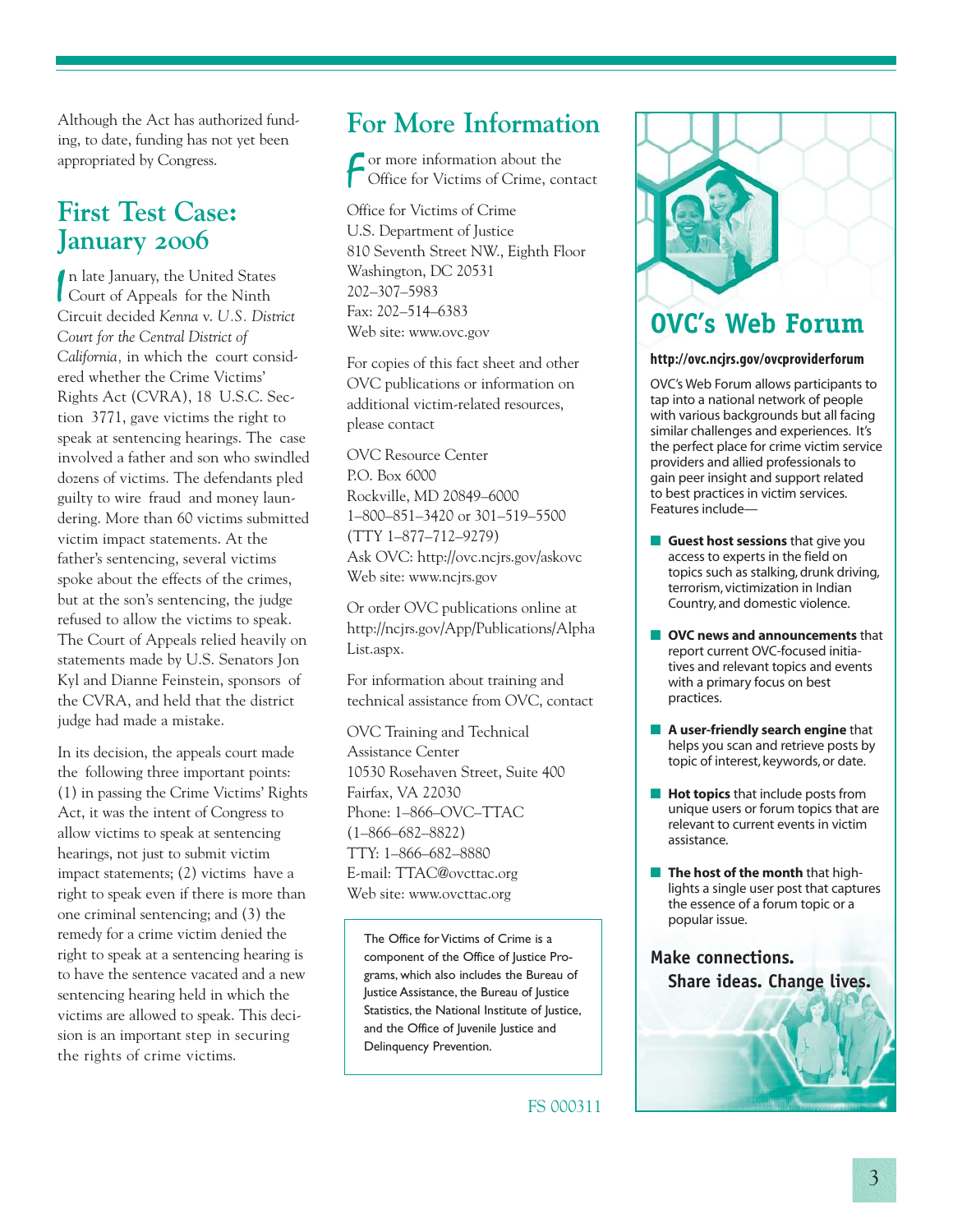Although the Act has authorized funding, to date, funding has not yet been appropriated by Congress.

## First Test Case: January 2006

In late January, the United States Court of Appeals for the Ninth Circuit decided *Kenna* v. *U.S. District Court for the Central District of California,* in which the court considered whether the Crime Victims' Rights Act (CVRA), 18 U.S.C. Section 3771, gave victims the right to speak at sentencing hearings. The case involved a father and son who swindled dozens of victims. The defendants pled guilty to wire fraud and money laundering. More than 60 victims submitted victim impact statements. At the father's sentencing, several victims spoke about the effects of the crimes, but at the son's sentencing, the judge refused to allow the victims to speak. The Court of Appeals relied heavily on statements made by U.S. Senators Jon Kyl and Dianne Feinstein, sponsors of the CVRA, and held that the district judge had made a mistake.

In its decision, the appeals court made the following three important points: (1) in passing the Crime Victims' Rights Act, it was the intent of Congress to allow victims to speak at sentencing hearings, not just to submit victim impact statements; (2) victims have a right to speak even if there is more than one criminal sentencing; and (3) the remedy for a crime victim denied the right to speak at a sentencing hearing is to have the sentence vacated and a new sentencing hearing held in which the victims are allowed to speak. This decision is an important step in securing the rights of crime victims.

## For More Information

For more information about the Office for Victims of Crime, contact

Office for Victims of Crime
U.S. Department of Justice
810 Seventh Street NW., Eighth Floor
Washington, DC 20531
202–307–5983
Fax: 202–514–6383
Web site: www.ovc.gov

For copies of this fact sheet and other OVC publications or information on additional victim-related resources, please contact

OVC Resource Center
P.O. Box 6000
Rockville, MD 20849–6000
1–800–851–3420 or 301–519–5500
(TTY 1–877–712–9279)
Ask OVC: http://ovc.ncjrs.gov/askovc
Web site: www.ncjrs.gov

Or order OVC publications online at http://ncjrs.gov/App/Publications/AlphaList.aspx.

For information about training and technical assistance from OVC, contact

OVC Training and Technical Assistance Center
10530 Rosehaven Street, Suite 400
Fairfax, VA 22030
Phone: 1–866–OVC–TTAC
(1–866–682–8822)
TTY: 1–866–682–8880
E-mail: TTAC@ovcttac.org
Web site: www.ovcttac.org

The Office for Victims of Crime is a component of the Office of Justice Programs, which also includes the Bureau of Justice Assistance, the Bureau of Justice Statistics, the National Institute of Justice, and the Office of Juvenile Justice and Delinquency Prevention.

FS 000311

## OVC's Web Forum

**http://ovc.ncjrs.gov/ovcproviderforum**

OVC's Web Forum allows participants to tap into a national network of people with various backgrounds but all facing similar challenges and experiences. It's the perfect place for crime victim service providers and allied professionals to gain peer insight and support related to best practices in victim services. Features include—

- **Guest host sessions** that give you access to experts in the field on topics such as stalking, drunk driving, terrorism, victimization in Indian Country, and domestic violence.
- **OVC news and announcements** that report current OVC-focused initiatives and relevant topics and events with a primary focus on best practices.
- **A user-friendly search engine** that helps you scan and retrieve posts by topic of interest, keywords, or date.
- **Hot topics** that include posts from unique users or forum topics that are relevant to current events in victim assistance.
- **The host of the month** that highlights a single user post that captures the essence of a forum topic or a popular issue.

**Make connections. Share ideas. Change lives.**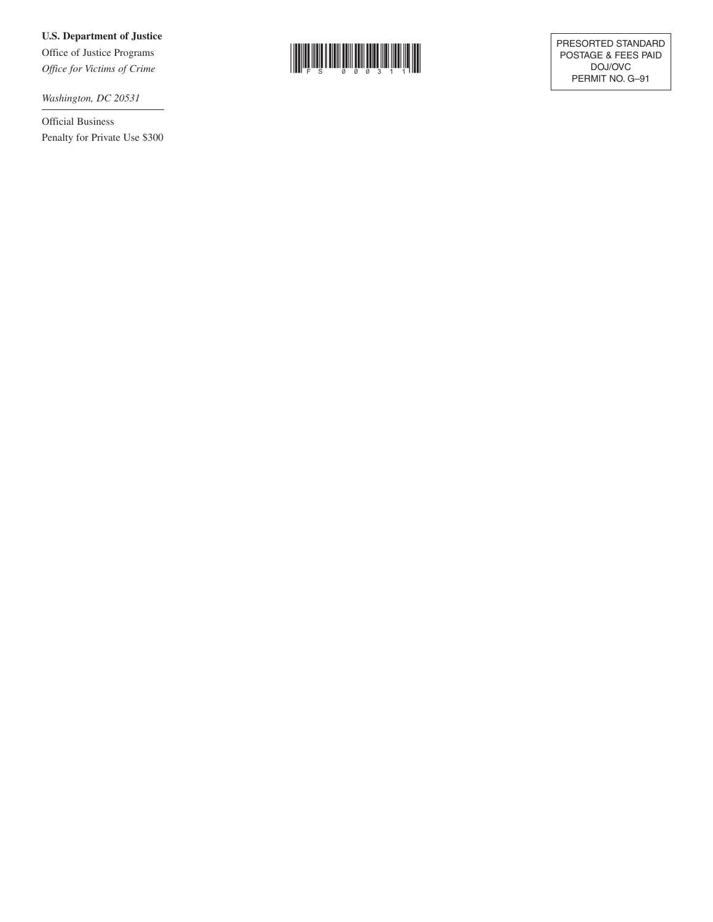**U.S. Department of Justice**

Office of Justice Programs

*Office for Victims of Crime*

*Washington, DC 20531*

Official Business

Penalty for Private Use $300

FS 000311

PRESORTED STANDARD
POSTAGE & FEES PAID
DOJ/OVC
PERMIT NO. G–91